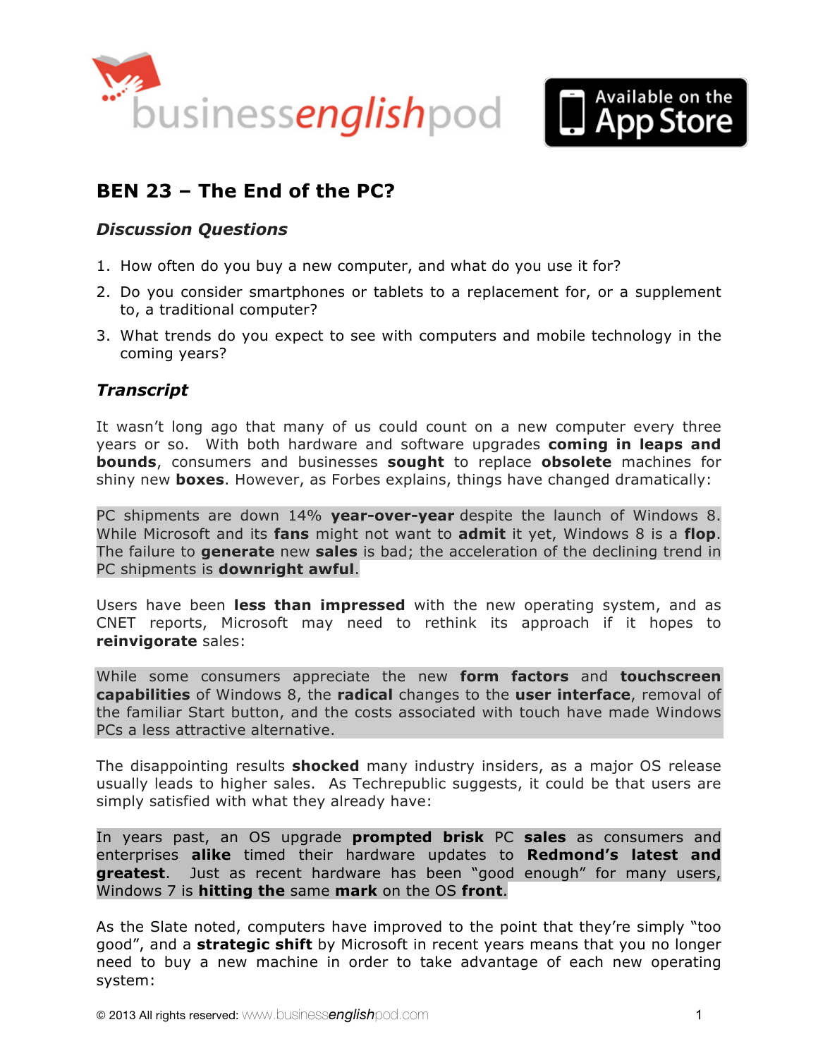## BEN 23 – The End of the PC?

### *Discussion Questions*

1. How often do you buy a new computer, and what do you use it for?
2. Do you consider smartphones or tablets to a replacement for, or a supplement to, a traditional computer?
3. What trends do you expect to see with computers and mobile technology in the coming years?

### *Transcript*

It wasn't long ago that many of us could count on a new computer every three years or so. With both hardware and software upgrades **coming in leaps and bounds**, consumers and businesses **sought** to replace **obsolete** machines for shiny new **boxes**. However, as Forbes explains, things have changed dramatically:

> PC shipments are down 14% **year-over-year** despite the launch of Windows 8. While Microsoft and its **fans** might not want to **admit** it yet, Windows 8 is a **flop**. The failure to **generate** new **sales** is bad; the acceleration of the declining trend in PC shipments is **downright awful**.

Users have been **less than impressed** with the new operating system, and as CNET reports, Microsoft may need to rethink its approach if it hopes to **reinvigorate** sales:

> While some consumers appreciate the new **form factors** and **touchscreen capabilities** of Windows 8, the **radical** changes to the **user interface**, removal of the familiar Start button, and the costs associated with touch have made Windows PCs a less attractive alternative.

The disappointing results **shocked** many industry insiders, as a major OS release usually leads to higher sales. As Techrepublic suggests, it could be that users are simply satisfied with what they already have:

> In years past, an OS upgrade **prompted brisk** PC **sales** as consumers and enterprises **alike** timed their hardware updates to **Redmond's latest and greatest**. Just as recent hardware has been "good enough" for many users, Windows 7 is **hitting the** same **mark** on the OS **front**.

As the Slate noted, computers have improved to the point that they're simply "too good", and a **strategic shift** by Microsoft in recent years means that you no longer need to buy a new machine in order to take advantage of each new operating system: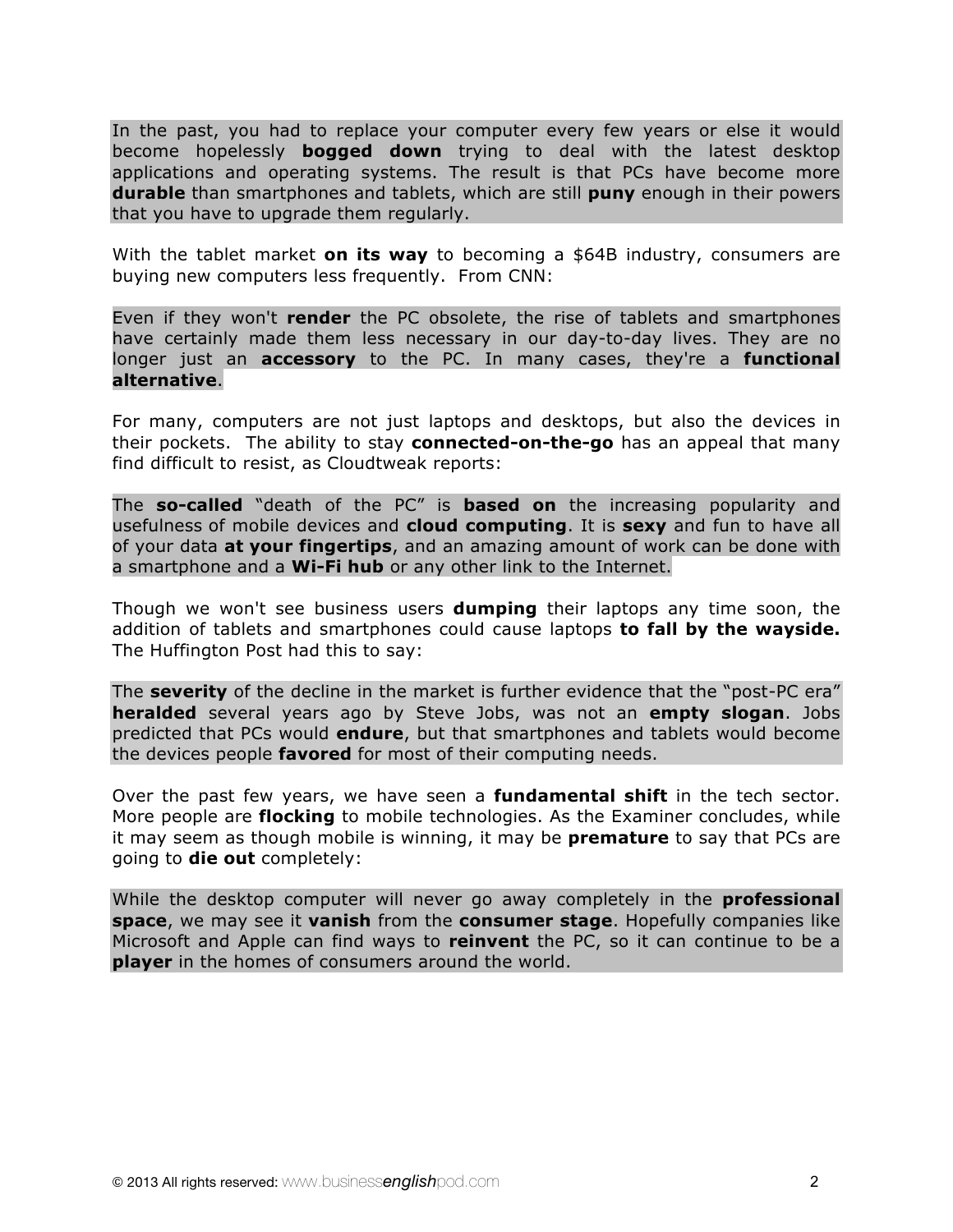In the past, you had to replace your computer every few years or else it would become hopelessly **bogged down** trying to deal with the latest desktop applications and operating systems. The result is that PCs have become more **durable** than smartphones and tablets, which are still **puny** enough in their powers that you have to upgrade them regularly.

With the tablet market **on its way** to becoming a $64B industry, consumers are buying new computers less frequently. From CNN:

Even if they won't **render** the PC obsolete, the rise of tablets and smartphones have certainly made them less necessary in our day-to-day lives. They are no longer just an **accessory** to the PC. In many cases, they're a **functional alternative**.

For many, computers are not just laptops and desktops, but also the devices in their pockets. The ability to stay **connected-on-the-go** has an appeal that many find difficult to resist, as Cloudtweak reports:

The **so-called** "death of the PC" is **based on** the increasing popularity and usefulness of mobile devices and **cloud computing**. It is **sexy** and fun to have all of your data **at your fingertips**, and an amazing amount of work can be done with a smartphone and a **Wi-Fi hub** or any other link to the Internet.

Though we won't see business users **dumping** their laptops any time soon, the addition of tablets and smartphones could cause laptops **to fall by the wayside.** The Huffington Post had this to say:

The **severity** of the decline in the market is further evidence that the "post-PC era" **heralded** several years ago by Steve Jobs, was not an **empty slogan**. Jobs predicted that PCs would **endure**, but that smartphones and tablets would become the devices people **favored** for most of their computing needs.

Over the past few years, we have seen a **fundamental shift** in the tech sector. More people are **flocking** to mobile technologies. As the Examiner concludes, while it may seem as though mobile is winning, it may be **premature** to say that PCs are going to **die out** completely:

While the desktop computer will never go away completely in the **professional space**, we may see it **vanish** from the **consumer stage**. Hopefully companies like Microsoft and Apple can find ways to **reinvent** the PC, so it can continue to be a **player** in the homes of consumers around the world.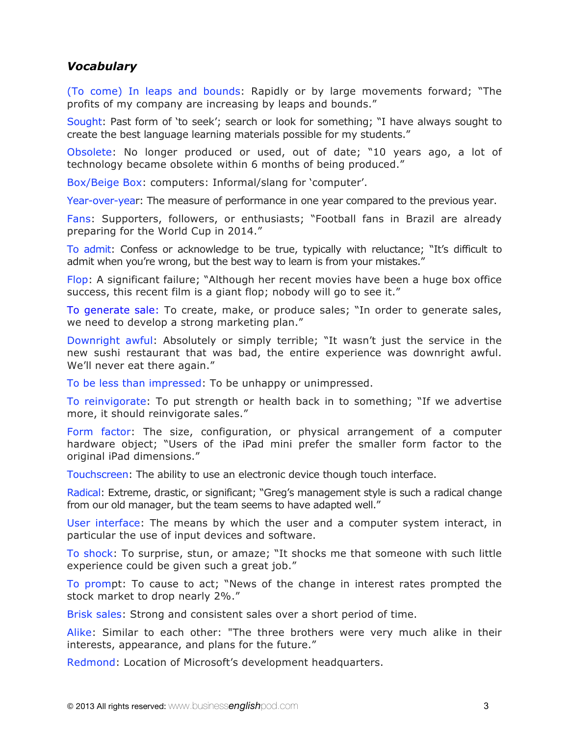### *Vocabulary*

(To come) In leaps and bounds: Rapidly or by large movements forward; "The profits of my company are increasing by leaps and bounds."

Sought: Past form of 'to seek'; search or look for something; "I have always sought to create the best language learning materials possible for my students."

Obsolete: No longer produced or used, out of date; "10 years ago, a lot of technology became obsolete within 6 months of being produced."

Box/Beige Box: computers: Informal/slang for 'computer'.

Year-over-year: The measure of performance in one year compared to the previous year.

Fans: Supporters, followers, or enthusiasts; "Football fans in Brazil are already preparing for the World Cup in 2014."

To admit: Confess or acknowledge to be true, typically with reluctance; "It's difficult to admit when you're wrong, but the best way to learn is from your mistakes."

Flop: A significant failure; "Although her recent movies have been a huge box office success, this recent film is a giant flop; nobody will go to see it."

To generate sale: To create, make, or produce sales; "In order to generate sales, we need to develop a strong marketing plan."

Downright awful: Absolutely or simply terrible; "It wasn't just the service in the new sushi restaurant that was bad, the entire experience was downright awful. We'll never eat there again."

To be less than impressed: To be unhappy or unimpressed.

To reinvigorate: To put strength or health back in to something; "If we advertise more, it should reinvigorate sales."

Form factor: The size, configuration, or physical arrangement of a computer hardware object; "Users of the iPad mini prefer the smaller form factor to the original iPad dimensions."

Touchscreen: The ability to use an electronic device though touch interface.

Radical: Extreme, drastic, or significant; "Greg's management style is such a radical change from our old manager, but the team seems to have adapted well."

User interface: The means by which the user and a computer system interact, in particular the use of input devices and software.

To shock: To surprise, stun, or amaze; "It shocks me that someone with such little experience could be given such a great job."

To prompt: To cause to act; "News of the change in interest rates prompted the stock market to drop nearly 2%."

Brisk sales: Strong and consistent sales over a short period of time.

Alike: Similar to each other: "The three brothers were very much alike in their interests, appearance, and plans for the future."

Redmond: Location of Microsoft's development headquarters.

© 2013 All rights reserved: www.businessenglishpod.com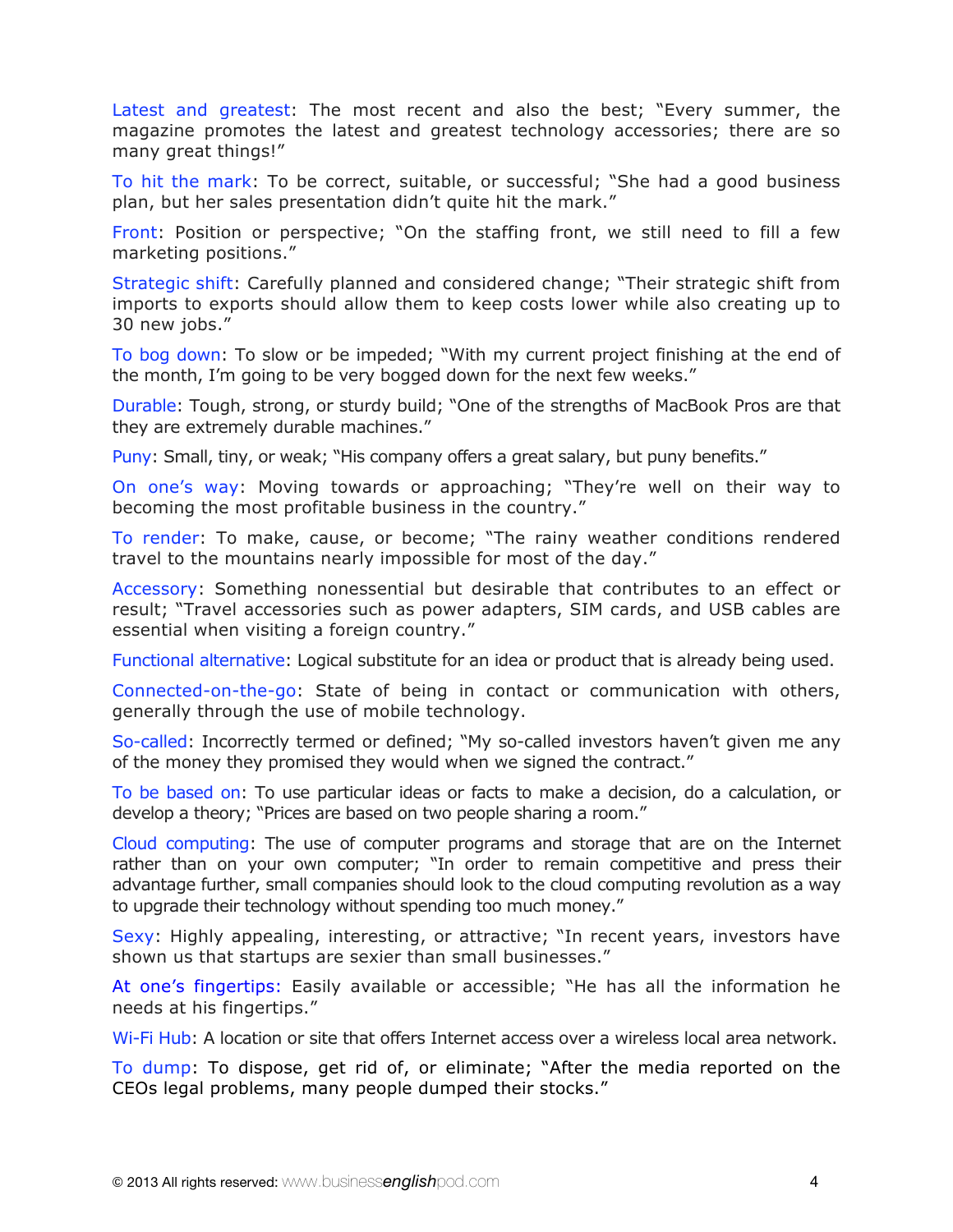Latest and greatest: The most recent and also the best; "Every summer, the magazine promotes the latest and greatest technology accessories; there are so many great things!"

To hit the mark: To be correct, suitable, or successful; "She had a good business plan, but her sales presentation didn't quite hit the mark."

Front: Position or perspective; "On the staffing front, we still need to fill a few marketing positions."

Strategic shift: Carefully planned and considered change; "Their strategic shift from imports to exports should allow them to keep costs lower while also creating up to 30 new jobs."

To bog down: To slow or be impeded; "With my current project finishing at the end of the month, I'm going to be very bogged down for the next few weeks."

Durable: Tough, strong, or sturdy build; "One of the strengths of MacBook Pros are that they are extremely durable machines."

Puny: Small, tiny, or weak; "His company offers a great salary, but puny benefits."

On one's way: Moving towards or approaching; "They're well on their way to becoming the most profitable business in the country."

To render: To make, cause, or become; "The rainy weather conditions rendered travel to the mountains nearly impossible for most of the day."

Accessory: Something nonessential but desirable that contributes to an effect or result; "Travel accessories such as power adapters, SIM cards, and USB cables are essential when visiting a foreign country."

Functional alternative: Logical substitute for an idea or product that is already being used.

Connected-on-the-go: State of being in contact or communication with others, generally through the use of mobile technology.

So-called: Incorrectly termed or defined; "My so-called investors haven't given me any of the money they promised they would when we signed the contract."

To be based on: To use particular ideas or facts to make a decision, do a calculation, or develop a theory; "Prices are based on two people sharing a room."

Cloud computing: The use of computer programs and storage that are on the Internet rather than on your own computer; "In order to remain competitive and press their advantage further, small companies should look to the cloud computing revolution as a way to upgrade their technology without spending too much money."

Sexy: Highly appealing, interesting, or attractive; "In recent years, investors have shown us that startups are sexier than small businesses."

At one's fingertips: Easily available or accessible; "He has all the information he needs at his fingertips."

Wi-Fi Hub: A location or site that offers Internet access over a wireless local area network.

To dump: To dispose, get rid of, or eliminate; "After the media reported on the CEOs legal problems, many people dumped their stocks."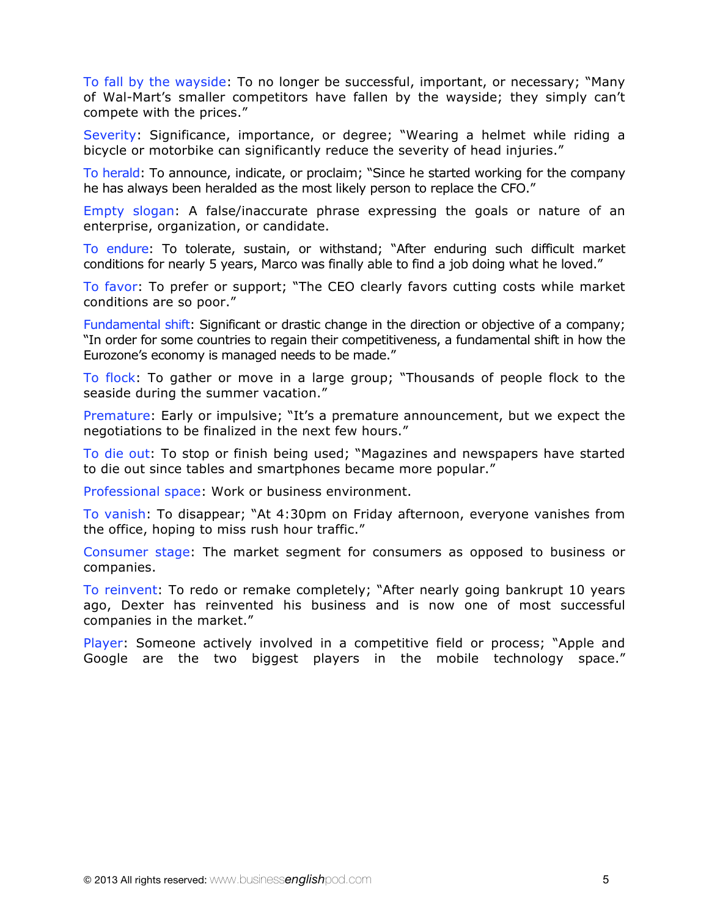To fall by the wayside: To no longer be successful, important, or necessary; "Many of Wal-Mart's smaller competitors have fallen by the wayside; they simply can't compete with the prices."

Severity: Significance, importance, or degree; "Wearing a helmet while riding a bicycle or motorbike can significantly reduce the severity of head injuries."

To herald: To announce, indicate, or proclaim; "Since he started working for the company he has always been heralded as the most likely person to replace the CFO."

Empty slogan: A false/inaccurate phrase expressing the goals or nature of an enterprise, organization, or candidate.

To endure: To tolerate, sustain, or withstand; "After enduring such difficult market conditions for nearly 5 years, Marco was finally able to find a job doing what he loved."

To favor: To prefer or support; "The CEO clearly favors cutting costs while market conditions are so poor."

Fundamental shift: Significant or drastic change in the direction or objective of a company; "In order for some countries to regain their competitiveness, a fundamental shift in how the Eurozone's economy is managed needs to be made."

To flock: To gather or move in a large group; "Thousands of people flock to the seaside during the summer vacation."

Premature: Early or impulsive; "It's a premature announcement, but we expect the negotiations to be finalized in the next few hours."

To die out: To stop or finish being used; "Magazines and newspapers have started to die out since tables and smartphones became more popular."

Professional space: Work or business environment.

To vanish: To disappear; "At 4:30pm on Friday afternoon, everyone vanishes from the office, hoping to miss rush hour traffic."

Consumer stage: The market segment for consumers as opposed to business or companies.

To reinvent: To redo or remake completely; "After nearly going bankrupt 10 years ago, Dexter has reinvented his business and is now one of most successful companies in the market."

Player: Someone actively involved in a competitive field or process; "Apple and Google are the two biggest players in the mobile technology space."

© 2013 All rights reserved: www.businessenglishpod.com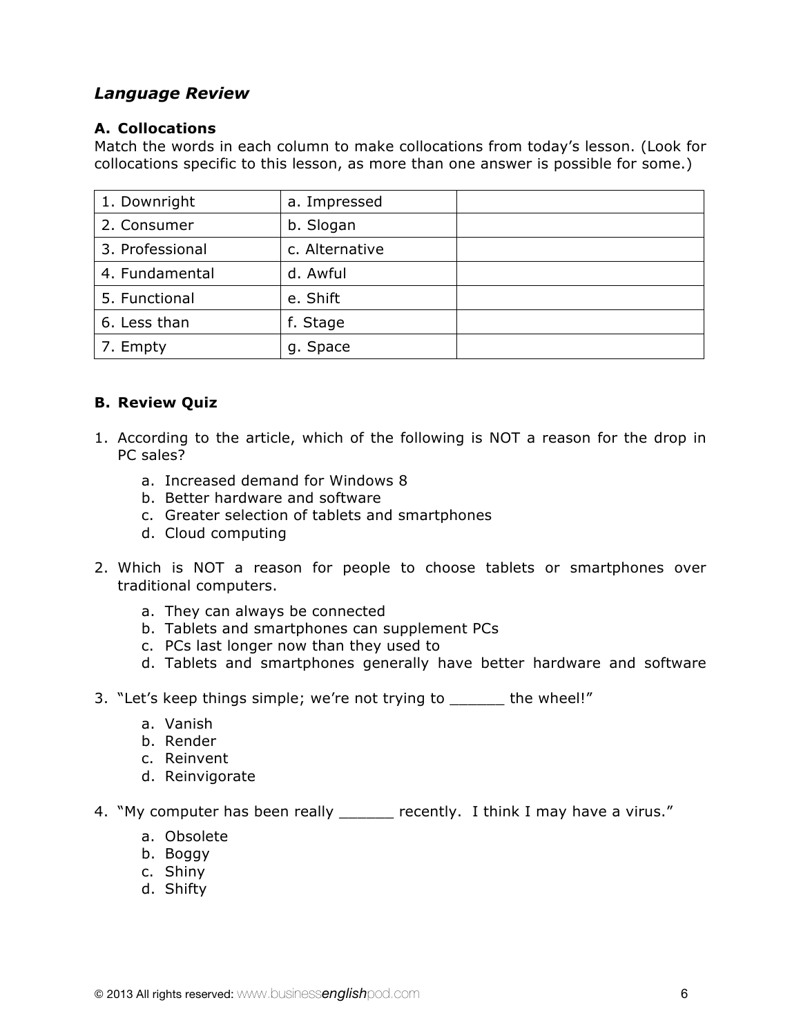## *Language Review*

### A. Collocations

Match the words in each column to make collocations from today's lesson. (Look for collocations specific to this lesson, as more than one answer is possible for some.)

| | | |
|---|---|---|
| 1. Downright | a. Impressed | |
| 2. Consumer | b. Slogan | |
| 3. Professional | c. Alternative | |
| 4. Fundamental | d. Awful | |
| 5. Functional | e. Shift | |
| 6. Less than | f. Stage | |
| 7. Empty | g. Space | |

### B. Review Quiz

1. According to the article, which of the following is NOT a reason for the drop in PC sales?
    a. Increased demand for Windows 8
    b. Better hardware and software
    c. Greater selection of tablets and smartphones
    d. Cloud computing

2. Which is NOT a reason for people to choose tablets or smartphones over traditional computers.
    a. They can always be connected
    b. Tablets and smartphones can supplement PCs
    c. PCs last longer now than they used to
    d. Tablets and smartphones generally have better hardware and software

3. "Let's keep things simple; we're not trying to ______ the wheel!"
    a. Vanish
    b. Render
    c. Reinvent
    d. Reinvigorate

4. "My computer has been really ______ recently. I think I may have a virus."
    a. Obsolete
    b. Boggy
    c. Shiny
    d. Shifty

© 2013 All rights reserved: www.businessenglishpod.com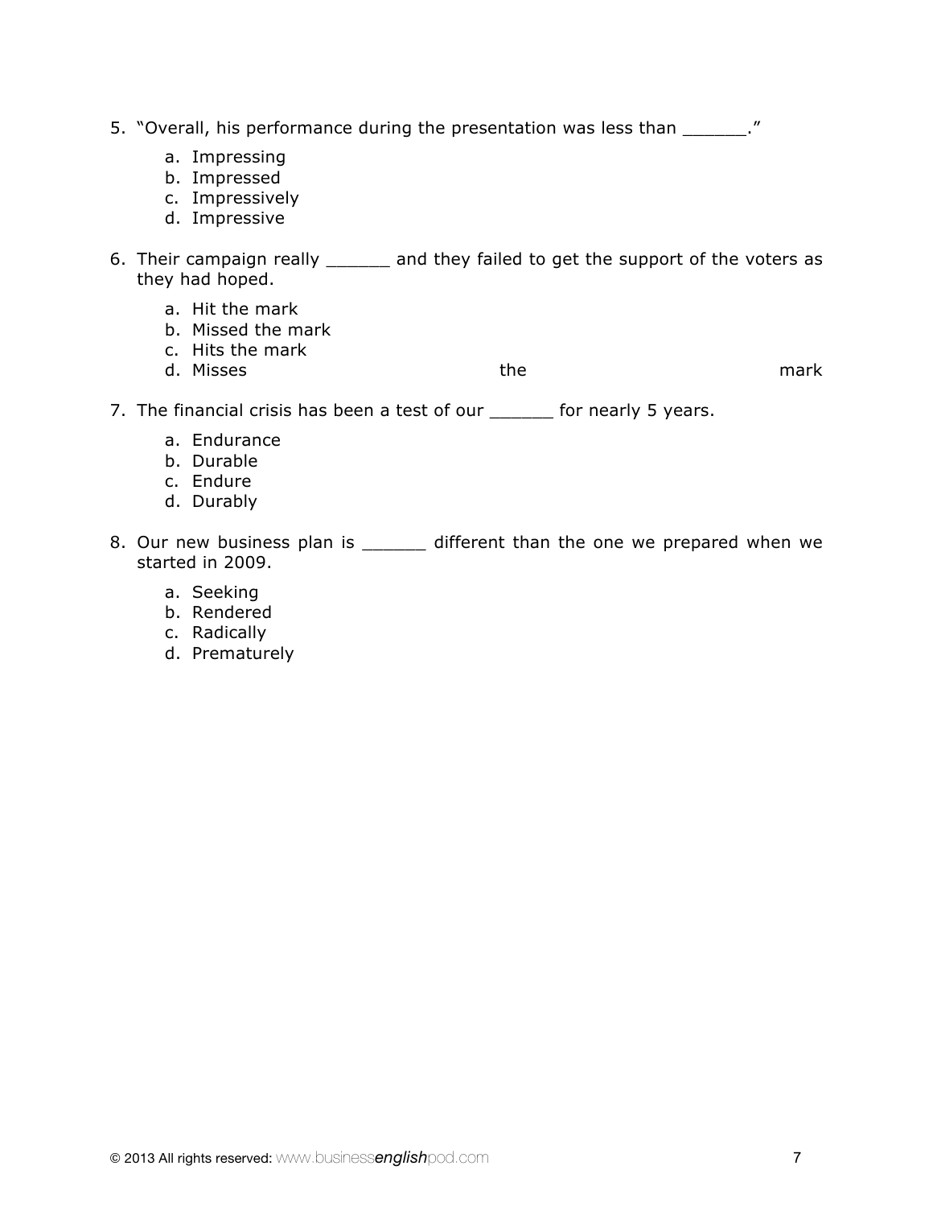5. "Overall, his performance during the presentation was less than ______."
    a. Impressing
    b. Impressed
    c. Impressively
    d. Impressive

6. Their campaign really ______ and they failed to get the support of the voters as they had hoped.
    a. Hit the mark
    b. Missed the mark
    c. Hits the mark
    d. Misses the mark

7. The financial crisis has been a test of our ______ for nearly 5 years.
    a. Endurance
    b. Durable
    c. Endure
    d. Durably

8. Our new business plan is ______ different than the one we prepared when we started in 2009.
    a. Seeking
    b. Rendered
    c. Radically
    d. Prematurely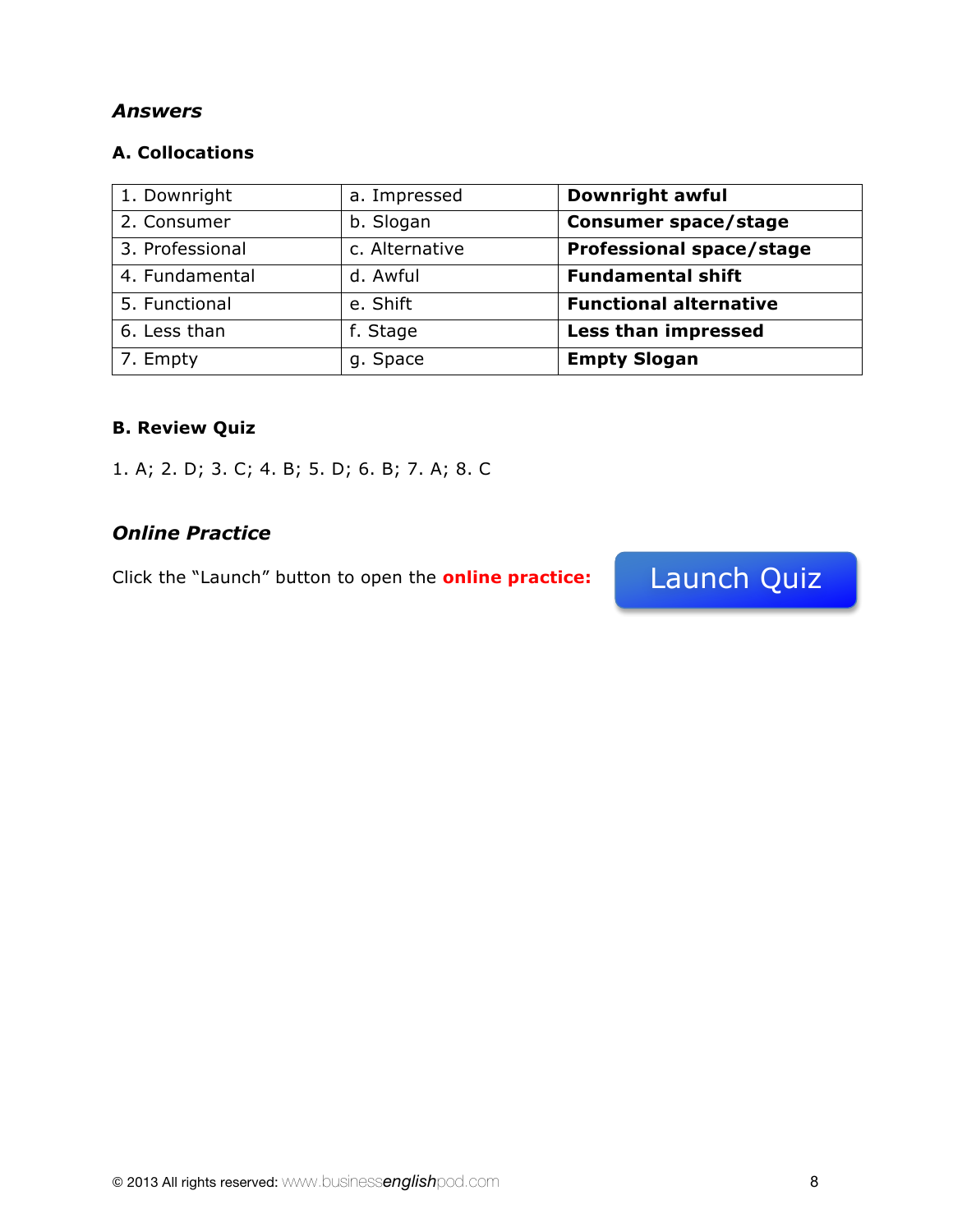## *Answers*

### A. Collocations

| | | |
|---|---|---|
| 1. Downright | a. Impressed | **Downright awful** |
| 2. Consumer | b. Slogan | **Consumer space/stage** |
| 3. Professional | c. Alternative | **Professional space/stage** |
| 4. Fundamental | d. Awful | **Fundamental shift** |
| 5. Functional | e. Shift | **Functional alternative** |
| 6. Less than | f. Stage | **Less than impressed** |
| 7. Empty | g. Space | **Empty Slogan** |

### B. Review Quiz

1. A; 2. D; 3. C; 4. B; 5. D; 6. B; 7. A; 8. C

## *Online Practice*

Click the "Launch" button to open the **online practice:** Launch Quiz

© 2013 All rights reserved: www.businessenglishpod.com